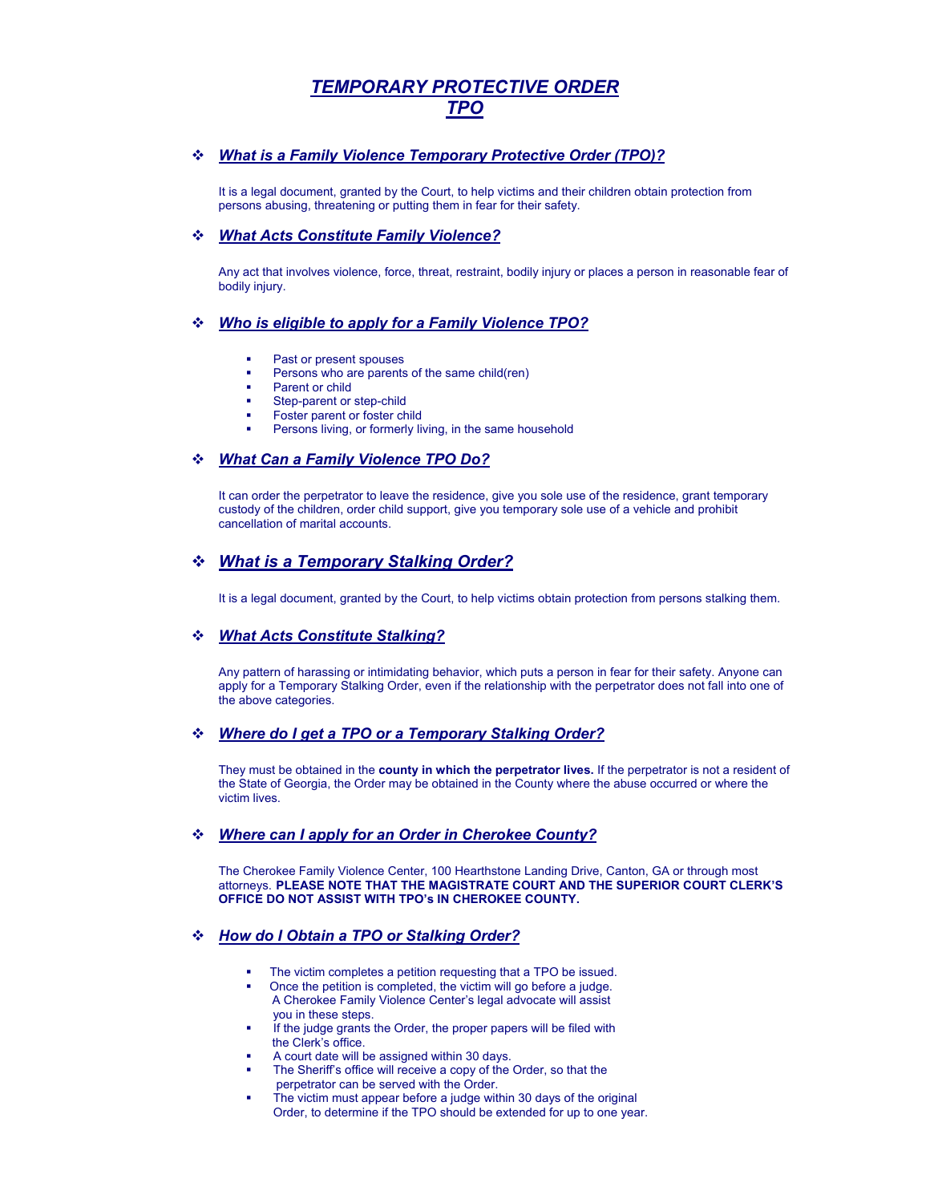# *TEMPORARY PROTECTIVE ORDER*
# *TPO*

## *What is a Family Violence Temporary Protective Order (TPO)?*

It is a legal document, granted by the Court, to help victims and their children obtain protection from persons abusing, threatening or putting them in fear for their safety.

## *What Acts Constitute Family Violence?*

Any act that involves violence, force, threat, restraint, bodily injury or places a person in reasonable fear of bodily injury.

## *Who is eligible to apply for a Family Violence TPO?*

- Past or present spouses
- Persons who are parents of the same child(ren)
- Parent or child
- Step-parent or step-child
- Foster parent or foster child
- Persons living, or formerly living, in the same household

## *What Can a Family Violence TPO Do?*

It can order the perpetrator to leave the residence, give you sole use of the residence, grant temporary custody of the children, order child support, give you temporary sole use of a vehicle and prohibit cancellation of marital accounts.

## *What is a Temporary Stalking Order?*

It is a legal document, granted by the Court, to help victims obtain protection from persons stalking them.

## *What Acts Constitute Stalking?*

Any pattern of harassing or intimidating behavior, which puts a person in fear for their safety. Anyone can apply for a Temporary Stalking Order, even if the relationship with the perpetrator does not fall into one of the above categories.

## *Where do I get a TPO or a Temporary Stalking Order?*

They must be obtained in the **county in which the perpetrator lives.** If the perpetrator is not a resident of the State of Georgia, the Order may be obtained in the County where the abuse occurred or where the victim lives.

## *Where can I apply for an Order in Cherokee County?*

The Cherokee Family Violence Center, 100 Hearthstone Landing Drive, Canton, GA or through most attorneys. **PLEASE NOTE THAT THE MAGISTRATE COURT AND THE SUPERIOR COURT CLERK'S OFFICE DO NOT ASSIST WITH TPO's IN CHEROKEE COUNTY.**

## *How do I Obtain a TPO or Stalking Order?*

- The victim completes a petition requesting that a TPO be issued.
- Once the petition is completed, the victim will go before a judge. A Cherokee Family Violence Center's legal advocate will assist you in these steps.
- If the judge grants the Order, the proper papers will be filed with the Clerk's office.
- A court date will be assigned within 30 days.
- The Sheriff's office will receive a copy of the Order, so that the perpetrator can be served with the Order.
- The victim must appear before a judge within 30 days of the original Order, to determine if the TPO should be extended for up to one year.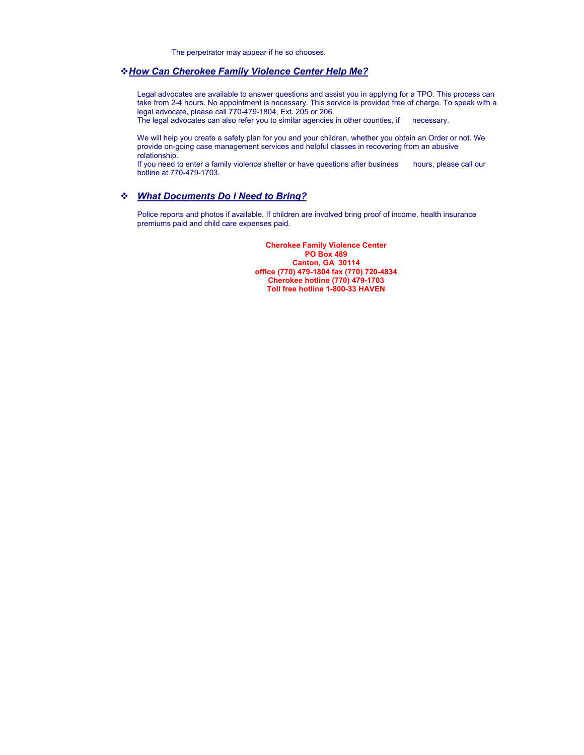The perpetrator may appear if he so chooses.

## ❖ ***How Can Cherokee Family Violence Center Help Me?***

Legal advocates are available to answer questions and assist you in applying for a TPO. This process can take from 2-4 hours. No appointment is necessary. This service is provided free of charge. To speak with a legal advocate, please call 770-479-1804, Ext. 205 or 206.
The legal advocates can also refer you to similar agencies in other counties, if necessary.

We will help you create a safety plan for you and your children, whether you obtain an Order or not. We provide on-going case management services and helpful classes in recovering from an abusive relationship.
If you need to enter a family violence shelter or have questions after business hours, please call our hotline at 770-479-1703.

## ❖ ***What Documents Do I Need to Bring?***

Police reports and photos if available. If children are involved bring proof of income, health insurance premiums paid and child care expenses paid.

**Cherokee Family Violence Center**
**PO Box 489**
**Canton, GA 30114**
**office (770) 479-1804 fax (770) 720-4834**
**Cherokee hotline (770) 479-1703**
**Toll free hotline 1-800-33 HAVEN**